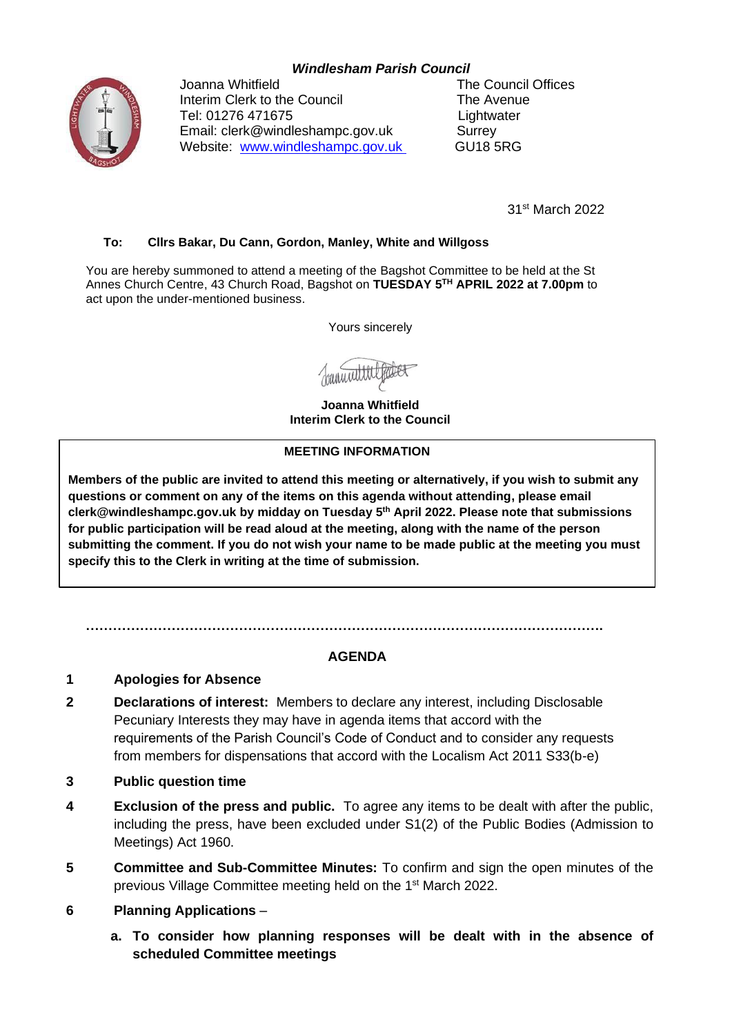***Windlesham Parish Council***

Joanna Whitfield
Interim Clerk to the Council
Tel: 01276 471675
Email: clerk@windleshampc.gov.uk
Website: [www.windleshampc.gov.uk](http://www.windleshampc.gov.uk)

The Council Offices
The Avenue
Lightwater
Surrey
GU18 5RG

31st March 2022

**To: Cllrs Bakar, Du Cann, Gordon, Manley, White and Willgoss**

You are hereby summoned to attend a meeting of the Bagshot Committee to be held at the St Annes Church Centre, 43 Church Road, Bagshot on **TUESDAY 5TH APRIL 2022 at 7.00pm** to act upon the under-mentioned business.

Yours sincerely

**Joanna Whitfield**
**Interim Clerk to the Council**

**MEETING INFORMATION**

**Members of the public are invited to attend this meeting or alternatively, if you wish to submit any questions or comment on any of the items on this agenda without attending, please email clerk@windleshampc.gov.uk by midday on Tuesday 5th April 2022. Please note that submissions for public participation will be read aloud at the meeting, along with the name of the person submitting the comment. If you do not wish your name to be made public at the meeting you must specify this to the Clerk in writing at the time of submission.**

……………………………………………………………………………………………………

## AGENDA

**1 Apologies for Absence**

**2 Declarations of interest:** Members to declare any interest, including Disclosable Pecuniary Interests they may have in agenda items that accord with the requirements of the Parish Council's Code of Conduct and to consider any requests from members for dispensations that accord with the Localism Act 2011 S33(b-e)

**3 Public question time**

**4 Exclusion of the press and public.** To agree any items to be dealt with after the public, including the press, have been excluded under S1(2) of the Public Bodies (Admission to Meetings) Act 1960.

**5 Committee and Sub-Committee Minutes:** To confirm and sign the open minutes of the previous Village Committee meeting held on the 1st March 2022.

**6 Planning Applications** –

**a. To consider how planning responses will be dealt with in the absence of scheduled Committee meetings**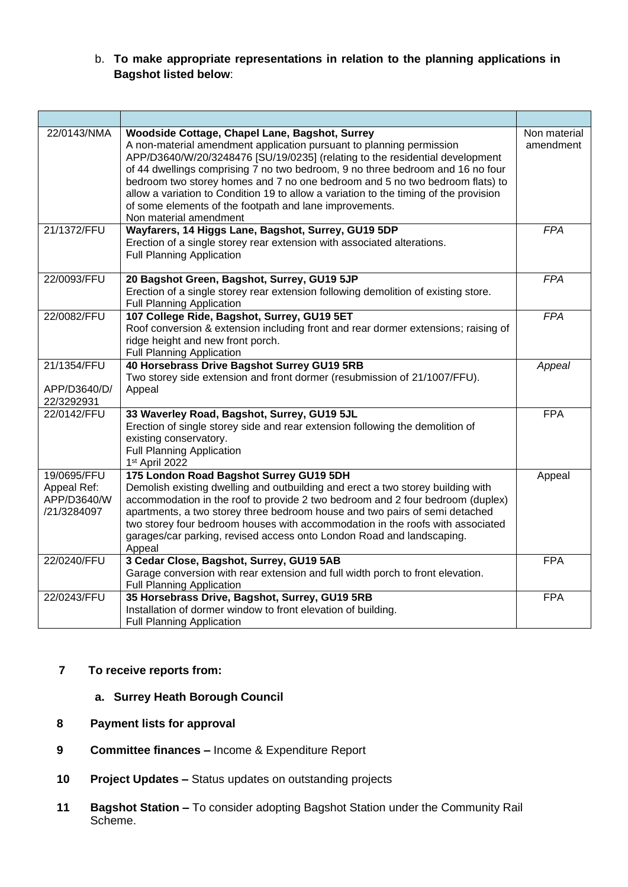b. **To make appropriate representations in relation to the planning applications in Bagshot listed below**:

| | | |
|---|---|---|
| 22/0143/NMA | **Woodside Cottage, Chapel Lane, Bagshot, Surrey**<br>A non-material amendment application pursuant to planning permission APP/D3640/W/20/3248476 [SU/19/0235] (relating to the residential development of 44 dwellings comprising 7 no two bedroom, 9 no three bedroom and 16 no four bedroom two storey homes and 7 no one bedroom and 5 no two bedroom flats) to allow a variation to Condition 19 to allow a variation to the timing of the provision of some elements of the footpath and lane improvements.<br>Non material amendment | Non material amendment |
| 21/1372/FFU | **Wayfarers, 14 Higgs Lane, Bagshot, Surrey, GU19 5DP**<br>Erection of a single storey rear extension with associated alterations.<br>Full Planning Application | *FPA* |
| 22/0093/FFU | **20 Bagshot Green, Bagshot, Surrey, GU19 5JP**<br>Erection of a single storey rear extension following demolition of existing store.<br>Full Planning Application | *FPA* |
| 22/0082/FFU | **107 College Ride, Bagshot, Surrey, GU19 5ET**<br>Roof conversion & extension including front and rear dormer extensions; raising of ridge height and new front porch.<br>Full Planning Application | *FPA* |
| 21/1354/FFU<br><br>APP/D3640/D/22/3292931 | **40 Horsebrass Drive Bagshot Surrey GU19 5RB**<br>Two storey side extension and front dormer (resubmission of 21/1007/FFU).<br>Appeal | *Appeal* |
| 22/0142/FFU | **33 Waverley Road, Bagshot, Surrey, GU19 5JL**<br>Erection of single storey side and rear extension following the demolition of existing conservatory.<br>Full Planning Application<br>1st April 2022 | FPA |
| 19/0695/FFU<br>Appeal Ref: APP/D3640/W/21/3284097 | **175 London Road Bagshot Surrey GU19 5DH**<br>Demolish existing dwelling and outbuilding and erect a two storey building with accommodation in the roof to provide 2 two bedroom and 2 four bedroom (duplex) apartments, a two storey three bedroom house and two pairs of semi detached two storey four bedroom houses with accommodation in the roofs with associated garages/car parking, revised access onto London Road and landscaping.<br>Appeal | Appeal |
| 22/0240/FFU | **3 Cedar Close, Bagshot, Surrey, GU19 5AB**<br>Garage conversion with rear extension and full width porch to front elevation.<br>Full Planning Application | FPA |
| 22/0243/FFU | **35 Horsebrass Drive, Bagshot, Surrey, GU19 5RB**<br>Installation of dormer window to front elevation of building.<br>Full Planning Application | FPA |

**7 To receive reports from:**

**a. Surrey Heath Borough Council**

**8 Payment lists for approval**

**9 Committee finances –** Income & Expenditure Report

**10 Project Updates –** Status updates on outstanding projects

**11 Bagshot Station –** To consider adopting Bagshot Station under the Community Rail Scheme.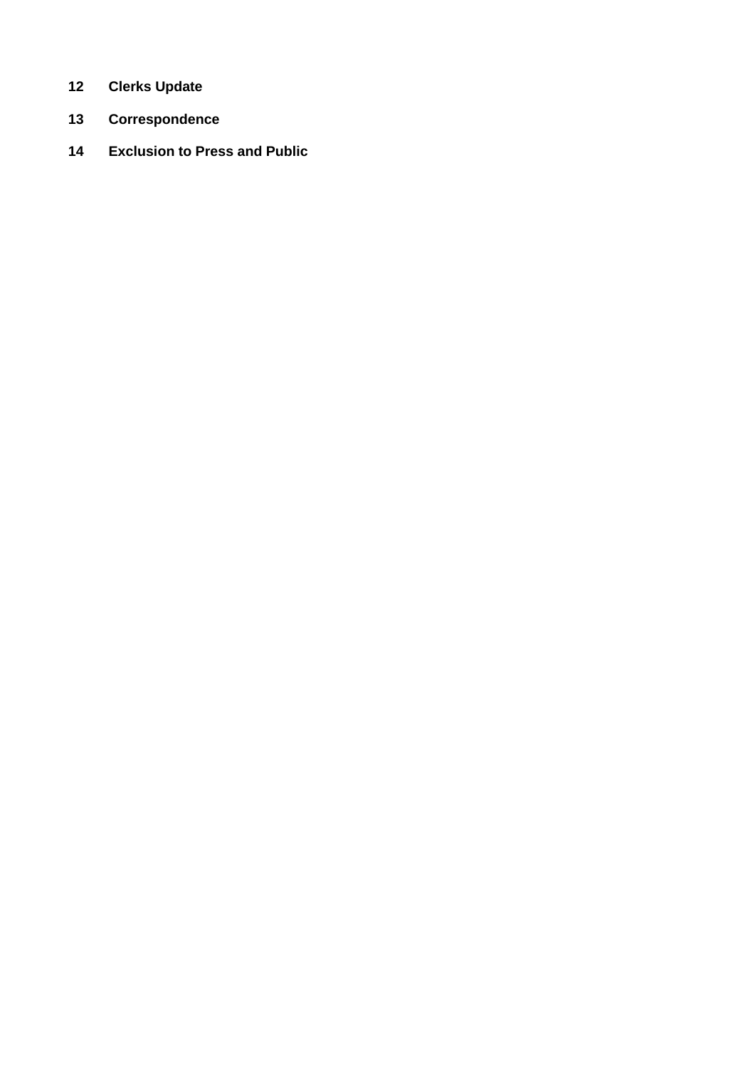**12 Clerks Update**

**13 Correspondence**

**14 Exclusion to Press and Public**